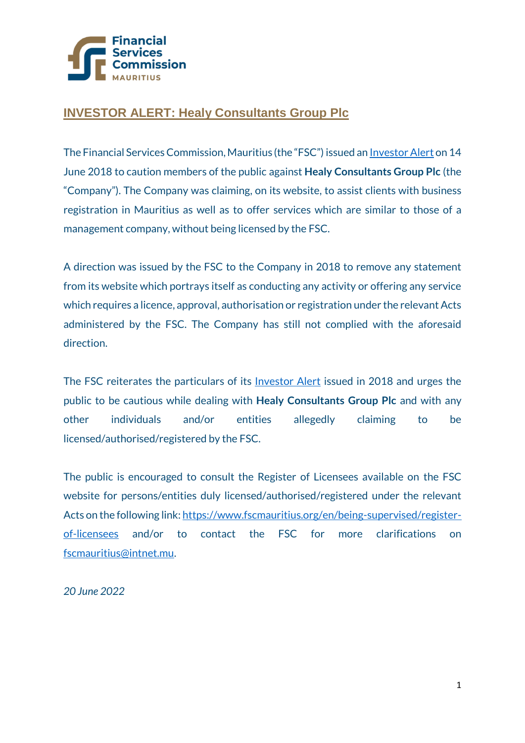Financial Services Commission MAURITIUS

# INVESTOR ALERT: Healy Consultants Group Plc

The Financial Services Commission, Mauritius (the "FSC") issued an Investor Alert on 14 June 2018 to caution members of the public against **Healy Consultants Group Plc** (the "Company"). The Company was claiming, on its website, to assist clients with business registration in Mauritius as well as to offer services which are similar to those of a management company, without being licensed by the FSC.

A direction was issued by the FSC to the Company in 2018 to remove any statement from its website which portrays itself as conducting any activity or offering any service which requires a licence, approval, authorisation or registration under the relevant Acts administered by the FSC. The Company has still not complied with the aforesaid direction.

The FSC reiterates the particulars of its Investor Alert issued in 2018 and urges the public to be cautious while dealing with **Healy Consultants Group Plc** and with any other individuals and/or entities allegedly claiming to be licensed/authorised/registered by the FSC.

The public is encouraged to consult the Register of Licensees available on the FSC website for persons/entities duly licensed/authorised/registered under the relevant Acts on the following link: https://www.fscmauritius.org/en/being-supervised/register-of-licensees and/or to contact the FSC for more clarifications on fscmauritius@intnet.mu.

*20 June 2022*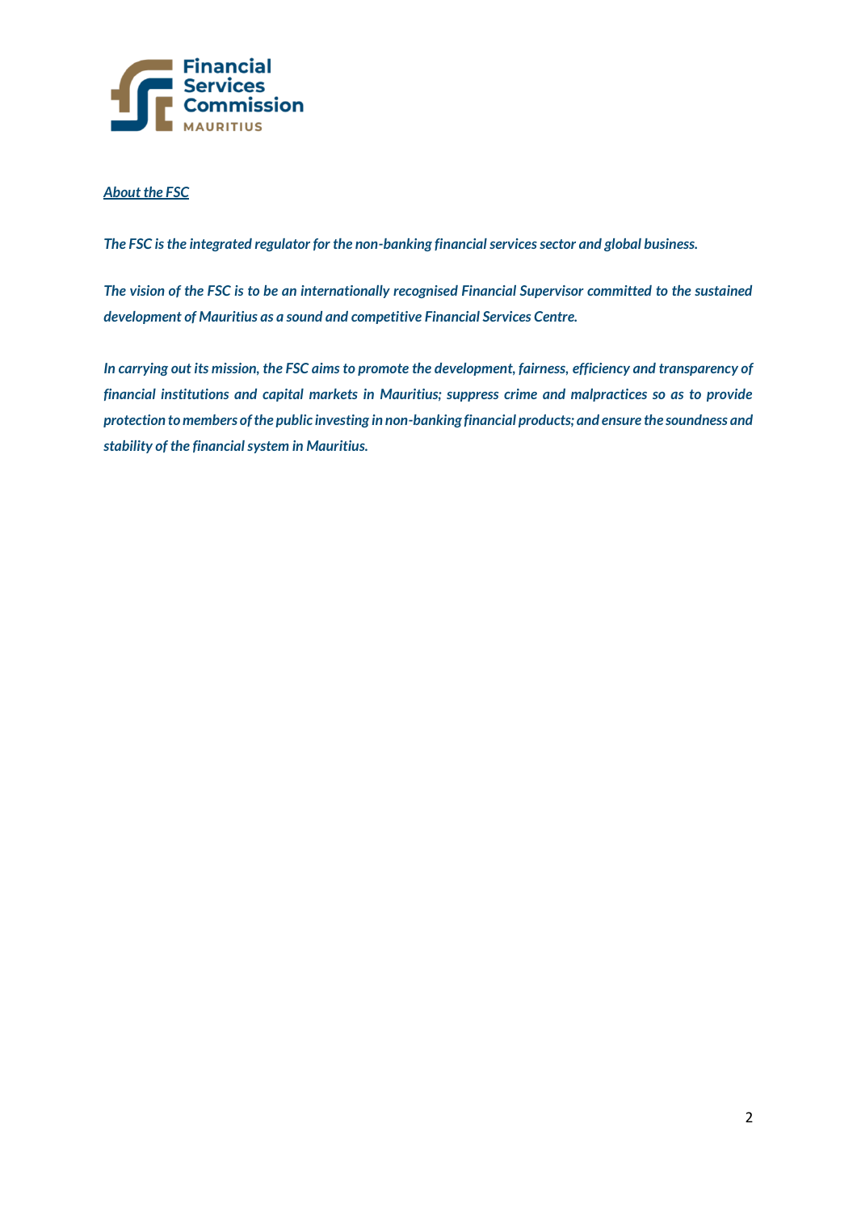***About the FSC***

***The FSC is the integrated regulator for the non-banking financial services sector and global business.***

***The vision of the FSC is to be an internationally recognised Financial Supervisor committed to the sustained development of Mauritius as a sound and competitive Financial Services Centre.***

***In carrying out its mission, the FSC aims to promote the development, fairness, efficiency and transparency of financial institutions and capital markets in Mauritius; suppress crime and malpractices so as to provide protection to members of the public investing in non-banking financial products; and ensure the soundness and stability of the financial system in Mauritius.***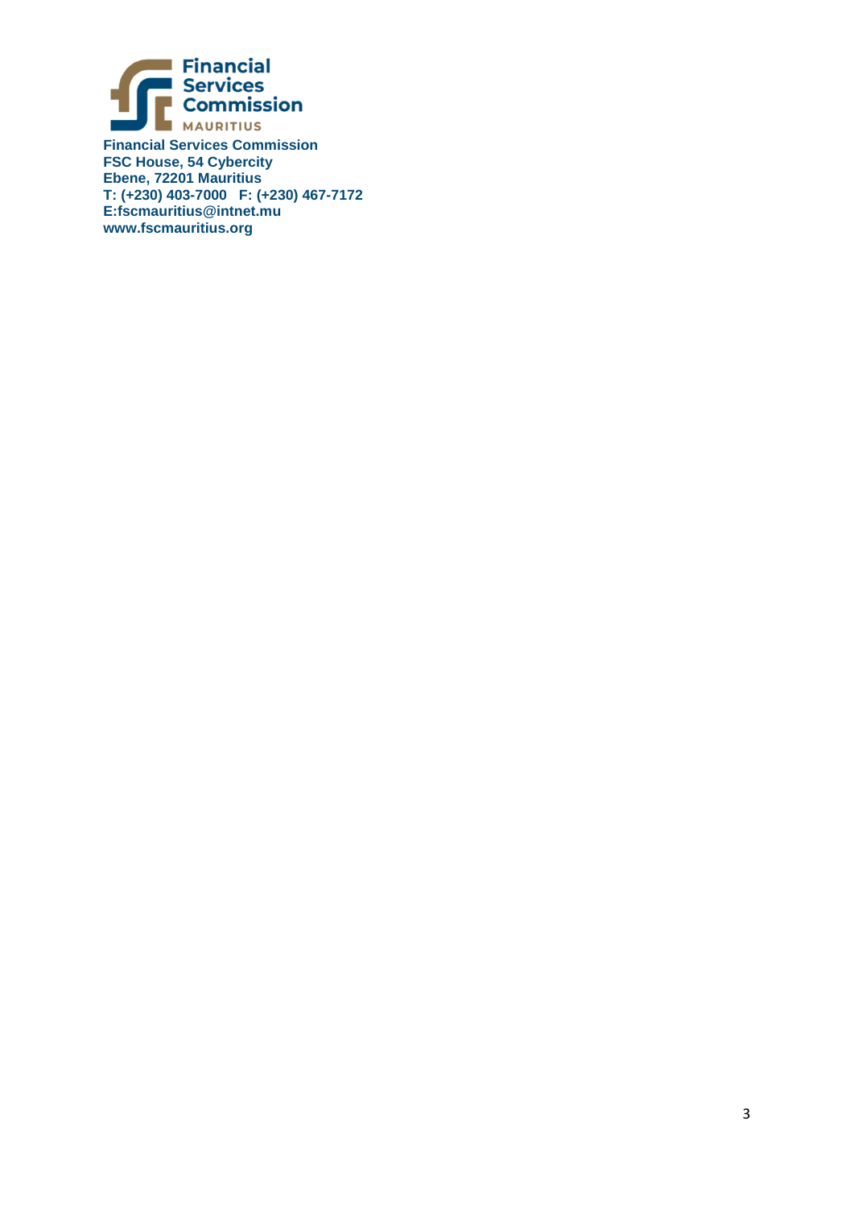Financial Services Commission
MAURITIUS

**Financial Services Commission**
**FSC House, 54 Cybercity**
**Ebene, 72201 Mauritius**
**T: (+230) 403-7000   F: (+230) 467-7172**
**E:fscmauritius@intnet.mu**
**www.fscmauritius.org**